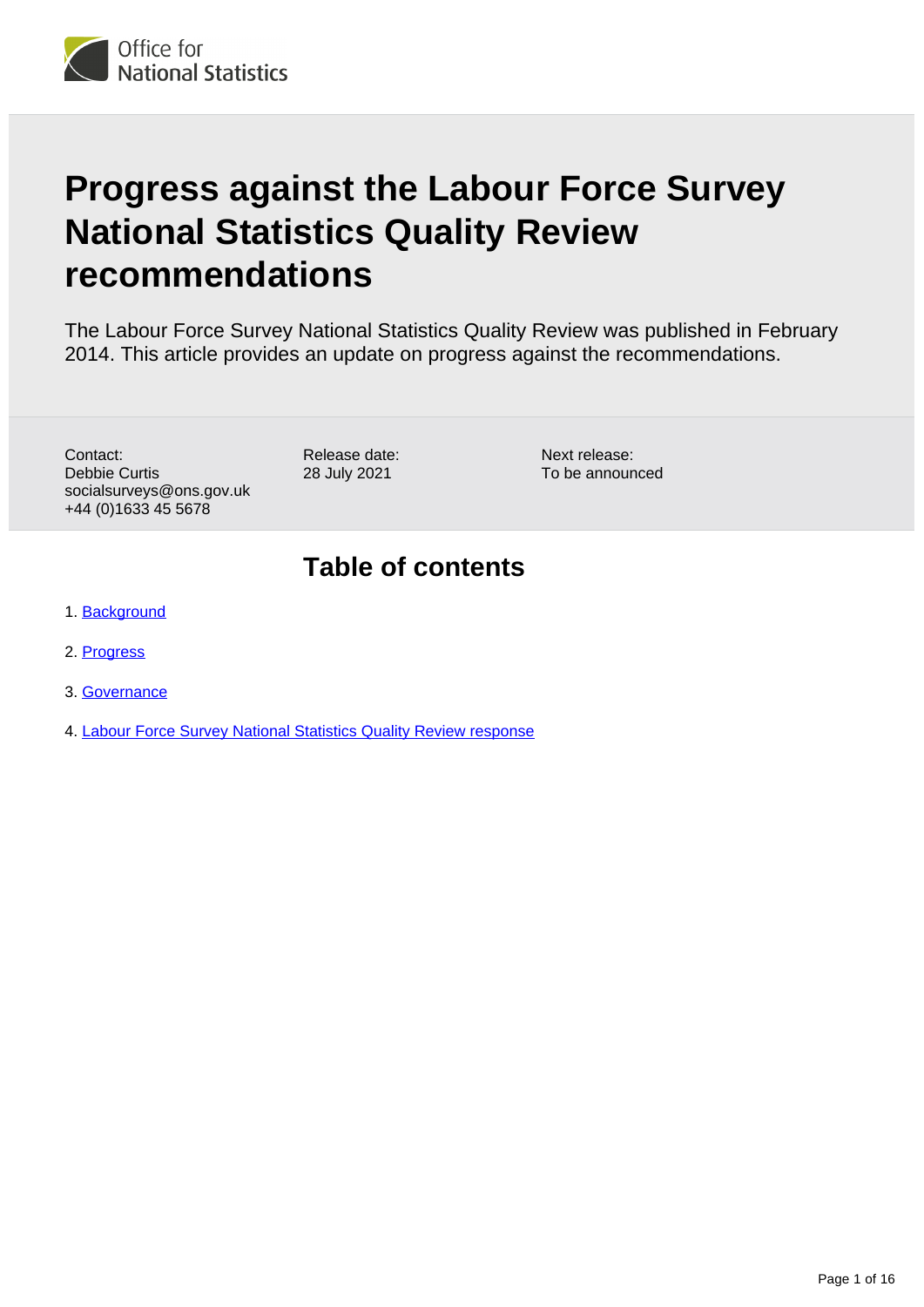# Progress against the Labour Force Survey National Statistics Quality Review recommendations

The Labour Force Survey National Statistics Quality Review was published in February 2014. This article provides an update on progress against the recommendations.

Contact:
Debbie Curtis
socialsurveys@ons.gov.uk
+44 (0)1633 45 5678

Release date:
28 July 2021

Next release:
To be announced

## Table of contents

1. Background
2. Progress
3. Governance
4. Labour Force Survey National Statistics Quality Review response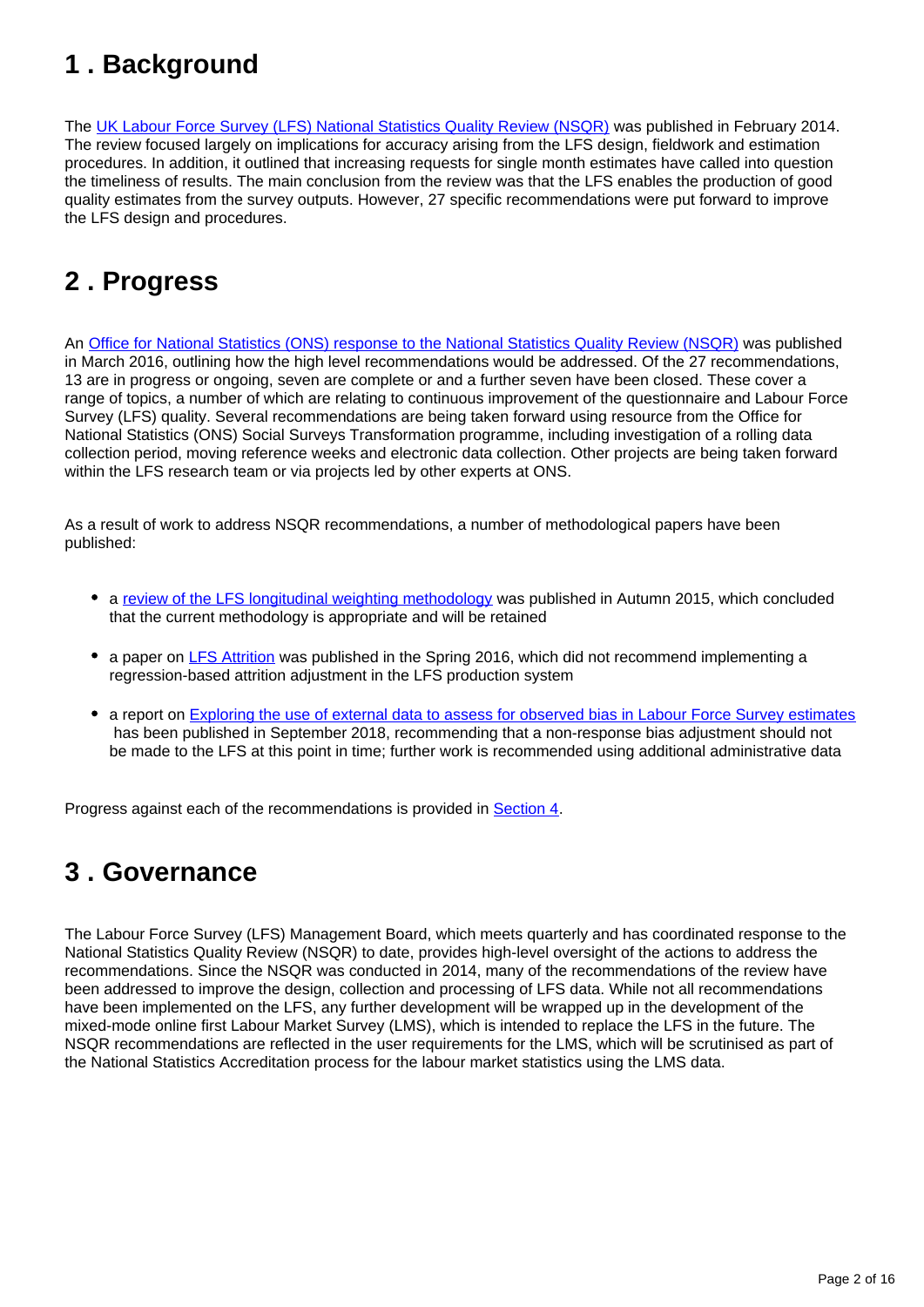## 1 . Background

The UK Labour Force Survey (LFS) National Statistics Quality Review (NSQR) was published in February 2014. The review focused largely on implications for accuracy arising from the LFS design, fieldwork and estimation procedures. In addition, it outlined that increasing requests for single month estimates have called into question the timeliness of results. The main conclusion from the review was that the LFS enables the production of good quality estimates from the survey outputs. However, 27 specific recommendations were put forward to improve the LFS design and procedures.

## 2 . Progress

An Office for National Statistics (ONS) response to the National Statistics Quality Review (NSQR) was published in March 2016, outlining how the high level recommendations would be addressed. Of the 27 recommendations, 13 are in progress or ongoing, seven are complete or and a further seven have been closed. These cover a range of topics, a number of which are relating to continuous improvement of the questionnaire and Labour Force Survey (LFS) quality. Several recommendations are being taken forward using resource from the Office for National Statistics (ONS) Social Surveys Transformation programme, including investigation of a rolling data collection period, moving reference weeks and electronic data collection. Other projects are being taken forward within the LFS research team or via projects led by other experts at ONS.

As a result of work to address NSQR recommendations, a number of methodological papers have been published:

- a review of the LFS longitudinal weighting methodology was published in Autumn 2015, which concluded that the current methodology is appropriate and will be retained
- a paper on LFS Attrition was published in the Spring 2016, which did not recommend implementing a regression-based attrition adjustment in the LFS production system
- a report on Exploring the use of external data to assess for observed bias in Labour Force Survey estimates has been published in September 2018, recommending that a non-response bias adjustment should not be made to the LFS at this point in time; further work is recommended using additional administrative data

Progress against each of the recommendations is provided in Section 4.

## 3 . Governance

The Labour Force Survey (LFS) Management Board, which meets quarterly and has coordinated response to the National Statistics Quality Review (NSQR) to date, provides high-level oversight of the actions to address the recommendations. Since the NSQR was conducted in 2014, many of the recommendations of the review have been addressed to improve the design, collection and processing of LFS data. While not all recommendations have been implemented on the LFS, any further development will be wrapped up in the development of the mixed-mode online first Labour Market Survey (LMS), which is intended to replace the LFS in the future. The NSQR recommendations are reflected in the user requirements for the LMS, which will be scrutinised as part of the National Statistics Accreditation process for the labour market statistics using the LMS data.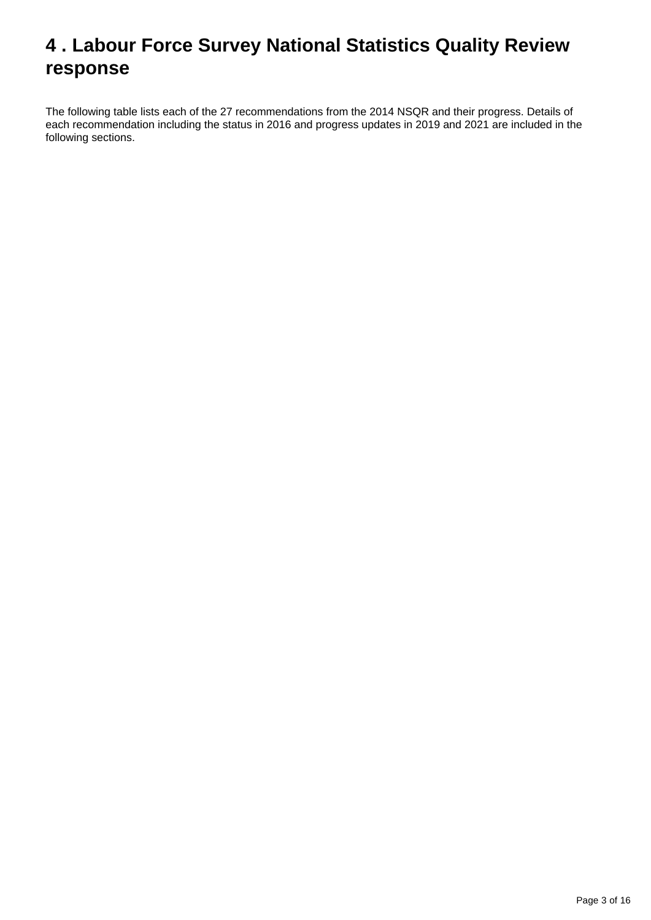# 4 . Labour Force Survey National Statistics Quality Review response

The following table lists each of the 27 recommendations from the 2014 NSQR and their progress. Details of each recommendation including the status in 2016 and progress updates in 2019 and 2021 are included in the following sections.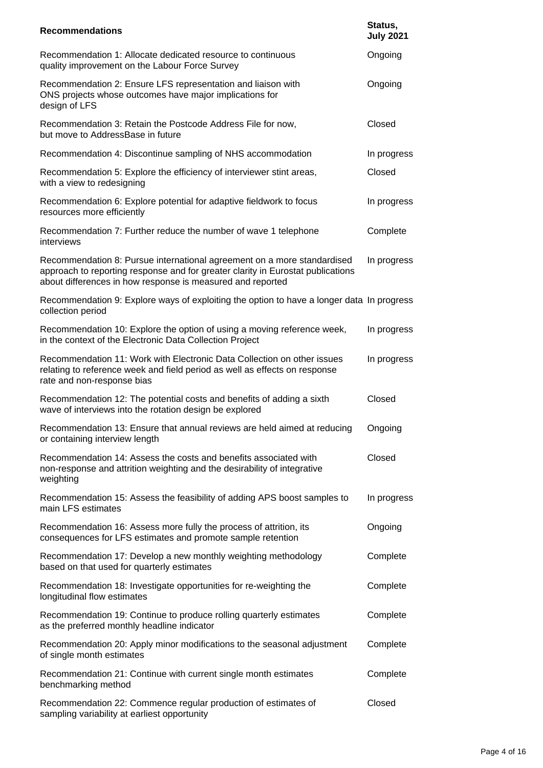| Recommendations | Status, July 2021 |
|---|---|
| Recommendation 1: Allocate dedicated resource to continuous quality improvement on the Labour Force Survey | Ongoing |
| Recommendation 2: Ensure LFS representation and liaison with ONS projects whose outcomes have major implications for design of LFS | Ongoing |
| Recommendation 3: Retain the Postcode Address File for now, but move to AddressBase in future | Closed |
| Recommendation 4: Discontinue sampling of NHS accommodation | In progress |
| Recommendation 5: Explore the efficiency of interviewer stint areas, with a view to redesigning | Closed |
| Recommendation 6: Explore potential for adaptive fieldwork to focus resources more efficiently | In progress |
| Recommendation 7: Further reduce the number of wave 1 telephone interviews | Complete |
| Recommendation 8: Pursue international agreement on a more standardised approach to reporting response and for greater clarity in Eurostat publications about differences in how response is measured and reported | In progress |
| Recommendation 9: Explore ways of exploiting the option to have a longer data collection period | In progress |
| Recommendation 10: Explore the option of using a moving reference week, in the context of the Electronic Data Collection Project | In progress |
| Recommendation 11: Work with Electronic Data Collection on other issues relating to reference week and field period as well as effects on response rate and non-response bias | In progress |
| Recommendation 12: The potential costs and benefits of adding a sixth wave of interviews into the rotation design be explored | Closed |
| Recommendation 13: Ensure that annual reviews are held aimed at reducing or containing interview length | Ongoing |
| Recommendation 14: Assess the costs and benefits associated with non-response and attrition weighting and the desirability of integrative weighting | Closed |
| Recommendation 15: Assess the feasibility of adding APS boost samples to main LFS estimates | In progress |
| Recommendation 16: Assess more fully the process of attrition, its consequences for LFS estimates and promote sample retention | Ongoing |
| Recommendation 17: Develop a new monthly weighting methodology based on that used for quarterly estimates | Complete |
| Recommendation 18: Investigate opportunities for re-weighting the longitudinal flow estimates | Complete |
| Recommendation 19: Continue to produce rolling quarterly estimates as the preferred monthly headline indicator | Complete |
| Recommendation 20: Apply minor modifications to the seasonal adjustment of single month estimates | Complete |
| Recommendation 21: Continue with current single month estimates benchmarking method | Complete |
| Recommendation 22: Commence regular production of estimates of sampling variability at earliest opportunity | Closed |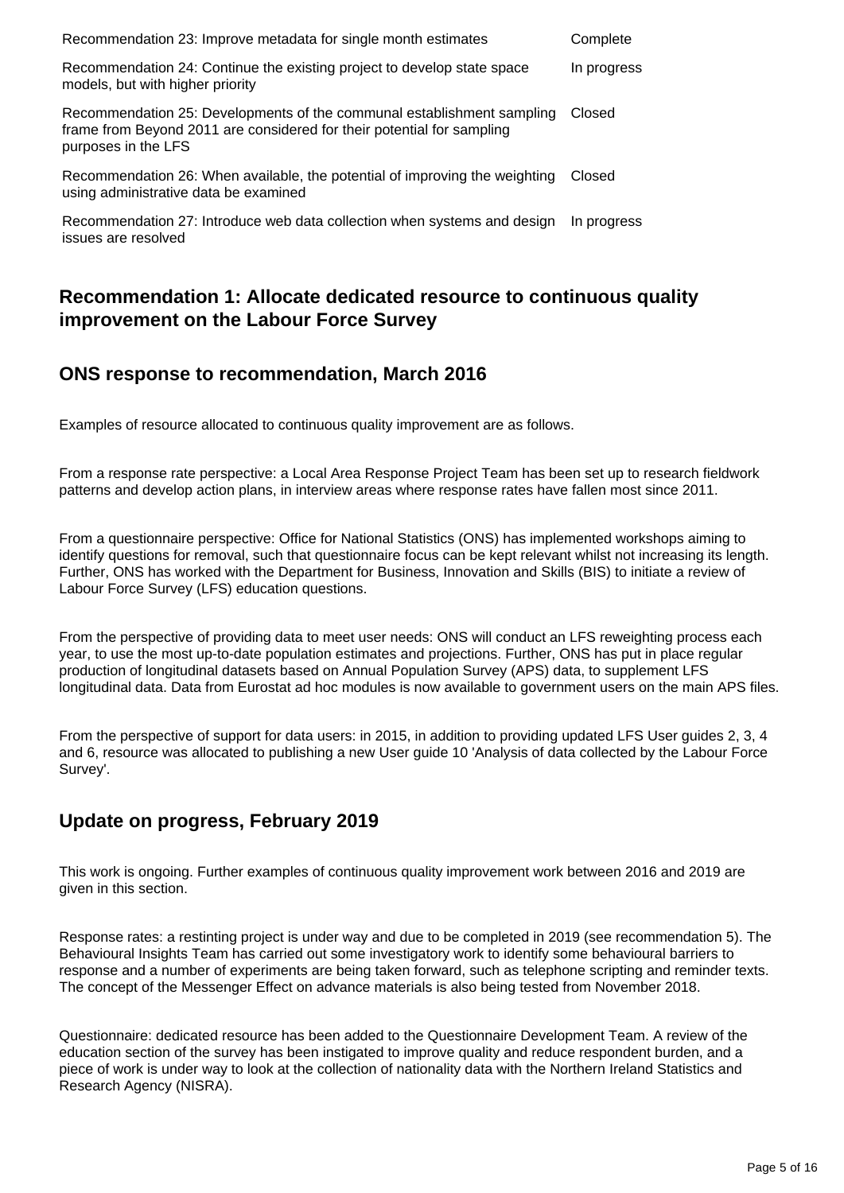| | |
|---|---|
| Recommendation 23: Improve metadata for single month estimates | Complete |
| Recommendation 24: Continue the existing project to develop state space models, but with higher priority | In progress |
| Recommendation 25: Developments of the communal establishment sampling frame from Beyond 2011 are considered for their potential for sampling purposes in the LFS | Closed |
| Recommendation 26: When available, the potential of improving the weighting using administrative data be examined | Closed |
| Recommendation 27: Introduce web data collection when systems and design issues are resolved | In progress |

## Recommendation 1: Allocate dedicated resource to continuous quality improvement on the Labour Force Survey

### ONS response to recommendation, March 2016

Examples of resource allocated to continuous quality improvement are as follows.

From a response rate perspective: a Local Area Response Project Team has been set up to research fieldwork patterns and develop action plans, in interview areas where response rates have fallen most since 2011.

From a questionnaire perspective: Office for National Statistics (ONS) has implemented workshops aiming to identify questions for removal, such that questionnaire focus can be kept relevant whilst not increasing its length. Further, ONS has worked with the Department for Business, Innovation and Skills (BIS) to initiate a review of Labour Force Survey (LFS) education questions.

From the perspective of providing data to meet user needs: ONS will conduct an LFS reweighting process each year, to use the most up-to-date population estimates and projections. Further, ONS has put in place regular production of longitudinal datasets based on Annual Population Survey (APS) data, to supplement LFS longitudinal data. Data from Eurostat ad hoc modules is now available to government users on the main APS files.

From the perspective of support for data users: in 2015, in addition to providing updated LFS User guides 2, 3, 4 and 6, resource was allocated to publishing a new User guide 10 'Analysis of data collected by the Labour Force Survey'.

### Update on progress, February 2019

This work is ongoing. Further examples of continuous quality improvement work between 2016 and 2019 are given in this section.

Response rates: a restinting project is under way and due to be completed in 2019 (see recommendation 5). The Behavioural Insights Team has carried out some investigatory work to identify some behavioural barriers to response and a number of experiments are being taken forward, such as telephone scripting and reminder texts. The concept of the Messenger Effect on advance materials is also being tested from November 2018.

Questionnaire: dedicated resource has been added to the Questionnaire Development Team. A review of the education section of the survey has been instigated to improve quality and reduce respondent burden, and a piece of work is under way to look at the collection of nationality data with the Northern Ireland Statistics and Research Agency (NISRA).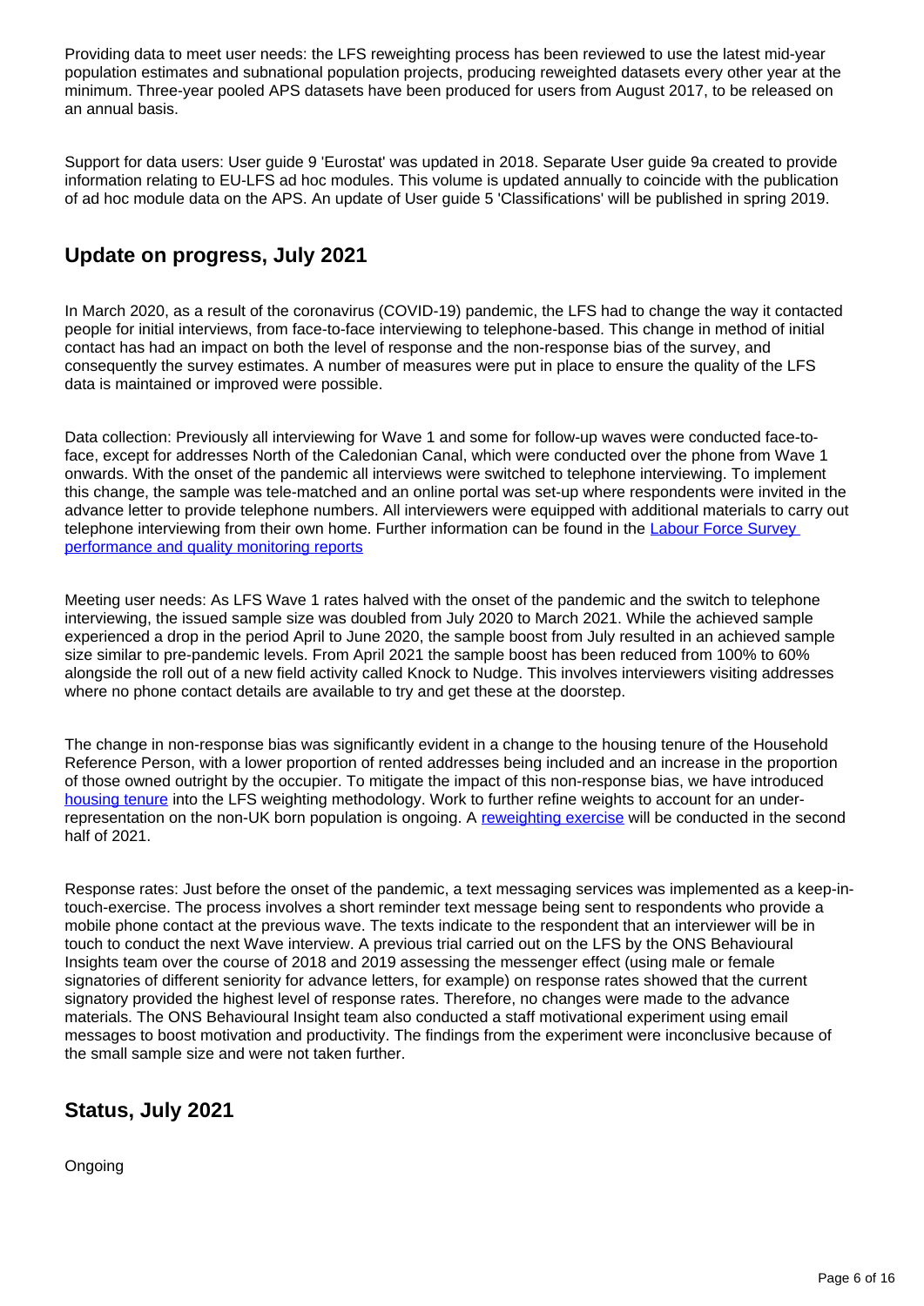Providing data to meet user needs: the LFS reweighting process has been reviewed to use the latest mid-year population estimates and subnational population projects, producing reweighted datasets every other year at the minimum. Three-year pooled APS datasets have been produced for users from August 2017, to be released on an annual basis.

Support for data users: User guide 9 'Eurostat' was updated in 2018. Separate User guide 9a created to provide information relating to EU-LFS ad hoc modules. This volume is updated annually to coincide with the publication of ad hoc module data on the APS. An update of User guide 5 'Classifications' will be published in spring 2019.

## Update on progress, July 2021

In March 2020, as a result of the coronavirus (COVID-19) pandemic, the LFS had to change the way it contacted people for initial interviews, from face-to-face interviewing to telephone-based. This change in method of initial contact has had an impact on both the level of response and the non-response bias of the survey, and consequently the survey estimates. A number of measures were put in place to ensure the quality of the LFS data is maintained or improved were possible.

Data collection: Previously all interviewing for Wave 1 and some for follow-up waves were conducted face-to-face, except for addresses North of the Caledonian Canal, which were conducted over the phone from Wave 1 onwards. With the onset of the pandemic all interviews were switched to telephone interviewing. To implement this change, the sample was tele-matched and an online portal was set-up where respondents were invited in the advance letter to provide telephone numbers. All interviewers were equipped with additional materials to carry out telephone interviewing from their own home. Further information can be found in the [Labour Force Survey performance and quality monitoring reports]

Meeting user needs: As LFS Wave 1 rates halved with the onset of the pandemic and the switch to telephone interviewing, the issued sample size was doubled from July 2020 to March 2021. While the achieved sample experienced a drop in the period April to June 2020, the sample boost from July resulted in an achieved sample size similar to pre-pandemic levels. From April 2021 the sample boost has been reduced from 100% to 60% alongside the roll out of a new field activity called Knock to Nudge. This involves interviewers visiting addresses where no phone contact details are available to try and get these at the doorstep.

The change in non-response bias was significantly evident in a change to the housing tenure of the Household Reference Person, with a lower proportion of rented addresses being included and an increase in the proportion of those owned outright by the occupier. To mitigate the impact of this non-response bias, we have introduced [housing tenure] into the LFS weighting methodology. Work to further refine weights to account for an under-representation on the non-UK born population is ongoing. A [reweighting exercise] will be conducted in the second half of 2021.

Response rates: Just before the onset of the pandemic, a text messaging services was implemented as a keep-in-touch-exercise. The process involves a short reminder text message being sent to respondents who provide a mobile phone contact at the previous wave. The texts indicate to the respondent that an interviewer will be in touch to conduct the next Wave interview. A previous trial carried out on the LFS by the ONS Behavioural Insights team over the course of 2018 and 2019 assessing the messenger effect (using male or female signatories of different seniority for advance letters, for example) on response rates showed that the current signatory provided the highest level of response rates. Therefore, no changes were made to the advance materials. The ONS Behavioural Insight team also conducted a staff motivational experiment using email messages to boost motivation and productivity. The findings from the experiment were inconclusive because of the small sample size and were not taken further.

## Status, July 2021

Ongoing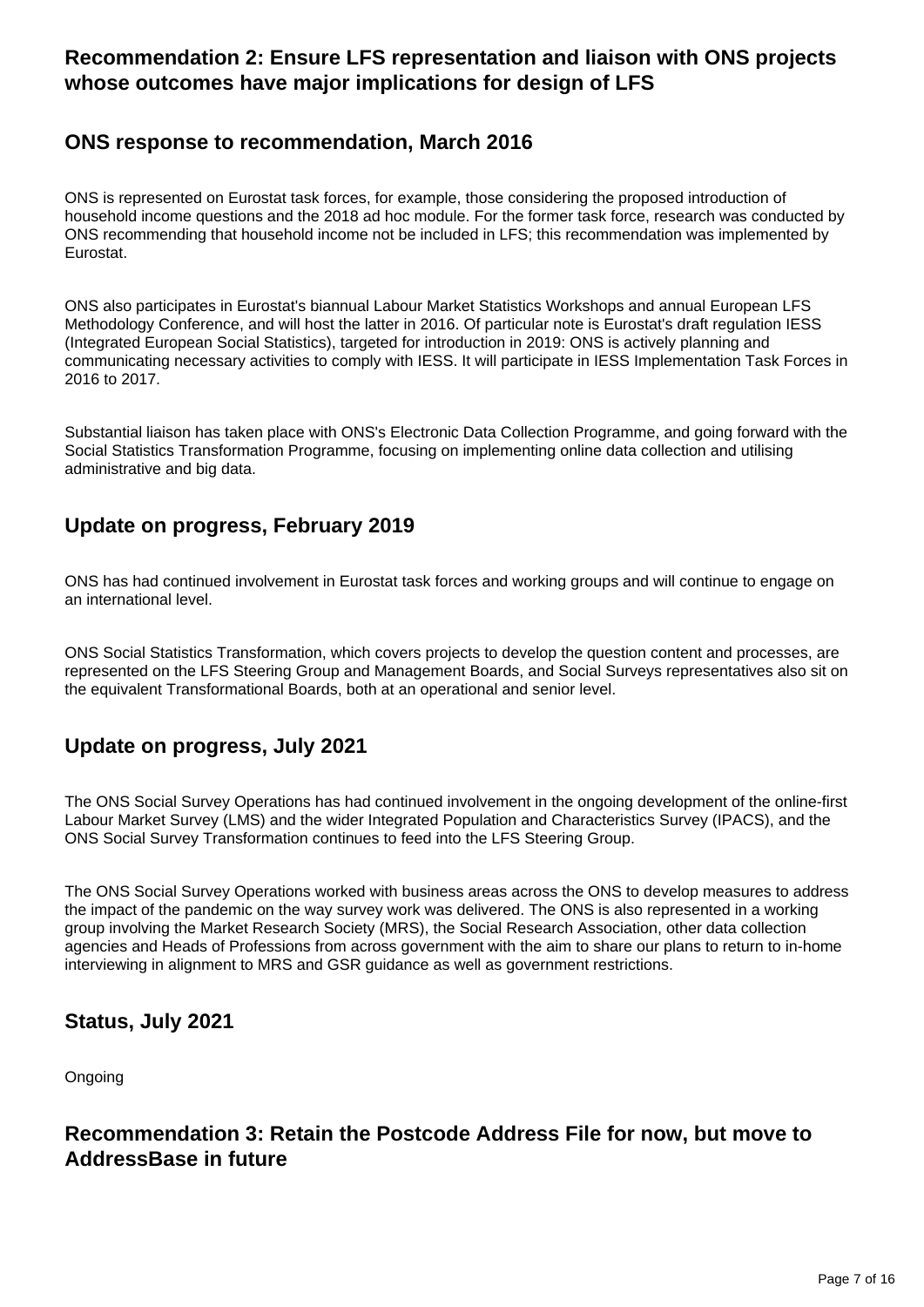## Recommendation 2: Ensure LFS representation and liaison with ONS projects whose outcomes have major implications for design of LFS

### ONS response to recommendation, March 2016

ONS is represented on Eurostat task forces, for example, those considering the proposed introduction of household income questions and the 2018 ad hoc module. For the former task force, research was conducted by ONS recommending that household income not be included in LFS; this recommendation was implemented by Eurostat.

ONS also participates in Eurostat's biannual Labour Market Statistics Workshops and annual European LFS Methodology Conference, and will host the latter in 2016. Of particular note is Eurostat's draft regulation IESS (Integrated European Social Statistics), targeted for introduction in 2019: ONS is actively planning and communicating necessary activities to comply with IESS. It will participate in IESS Implementation Task Forces in 2016 to 2017.

Substantial liaison has taken place with ONS's Electronic Data Collection Programme, and going forward with the Social Statistics Transformation Programme, focusing on implementing online data collection and utilising administrative and big data.

### Update on progress, February 2019

ONS has had continued involvement in Eurostat task forces and working groups and will continue to engage on an international level.

ONS Social Statistics Transformation, which covers projects to develop the question content and processes, are represented on the LFS Steering Group and Management Boards, and Social Surveys representatives also sit on the equivalent Transformational Boards, both at an operational and senior level.

### Update on progress, July 2021

The ONS Social Survey Operations has had continued involvement in the ongoing development of the online-first Labour Market Survey (LMS) and the wider Integrated Population and Characteristics Survey (IPACS), and the ONS Social Survey Transformation continues to feed into the LFS Steering Group.

The ONS Social Survey Operations worked with business areas across the ONS to develop measures to address the impact of the pandemic on the way survey work was delivered. The ONS is also represented in a working group involving the Market Research Society (MRS), the Social Research Association, other data collection agencies and Heads of Professions from across government with the aim to share our plans to return to in-home interviewing in alignment to MRS and GSR guidance as well as government restrictions.

### Status, July 2021

Ongoing

## Recommendation 3: Retain the Postcode Address File for now, but move to AddressBase in future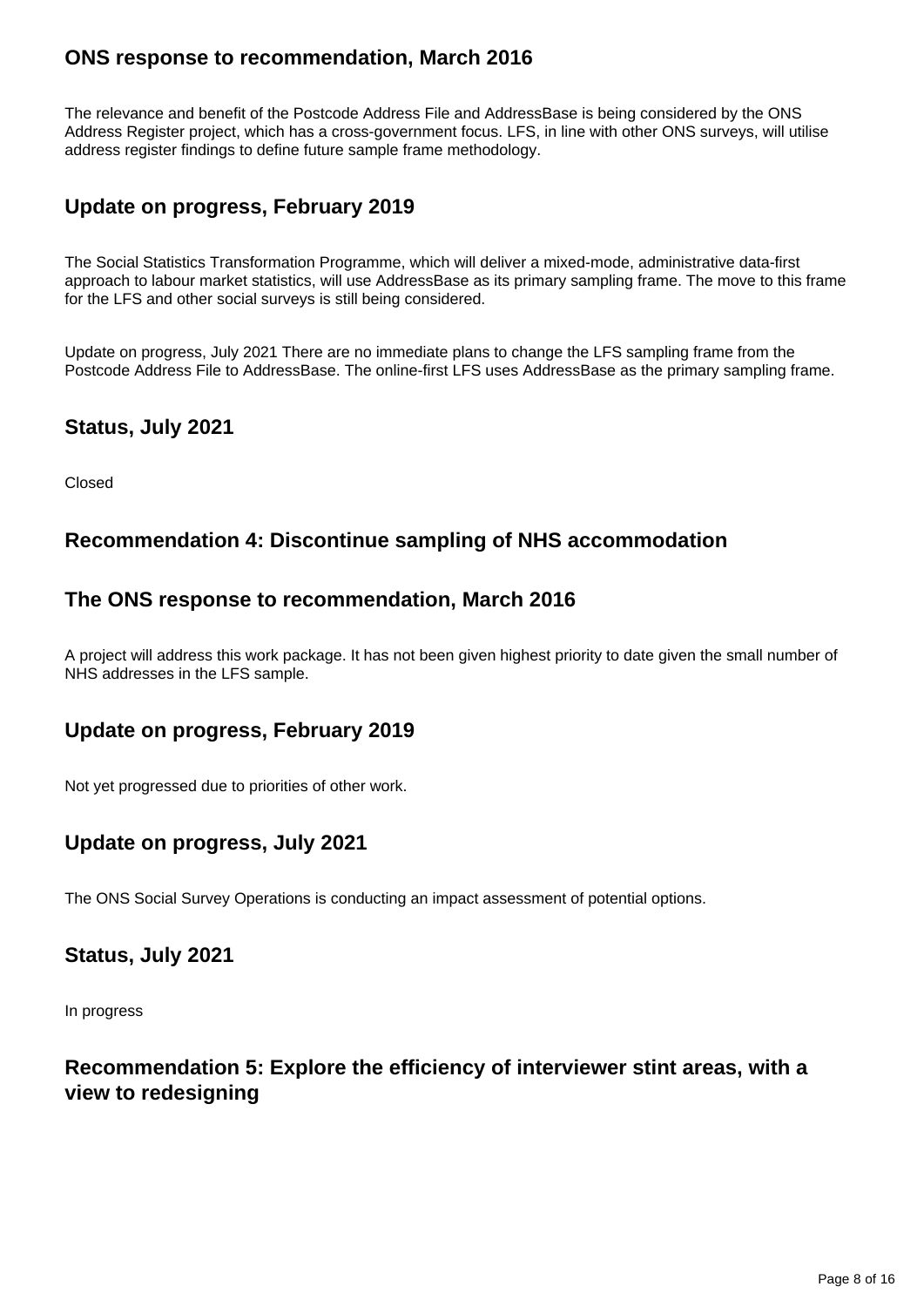### ONS response to recommendation, March 2016

The relevance and benefit of the Postcode Address File and AddressBase is being considered by the ONS Address Register project, which has a cross-government focus. LFS, in line with other ONS surveys, will utilise address register findings to define future sample frame methodology.

### Update on progress, February 2019

The Social Statistics Transformation Programme, which will deliver a mixed-mode, administrative data-first approach to labour market statistics, will use AddressBase as its primary sampling frame. The move to this frame for the LFS and other social surveys is still being considered.

Update on progress, July 2021 There are no immediate plans to change the LFS sampling frame from the Postcode Address File to AddressBase. The online-first LFS uses AddressBase as the primary sampling frame.

### Status, July 2021

Closed

### Recommendation 4: Discontinue sampling of NHS accommodation

### The ONS response to recommendation, March 2016

A project will address this work package. It has not been given highest priority to date given the small number of NHS addresses in the LFS sample.

### Update on progress, February 2019

Not yet progressed due to priorities of other work.

### Update on progress, July 2021

The ONS Social Survey Operations is conducting an impact assessment of potential options.

### Status, July 2021

In progress

### Recommendation 5: Explore the efficiency of interviewer stint areas, with a view to redesigning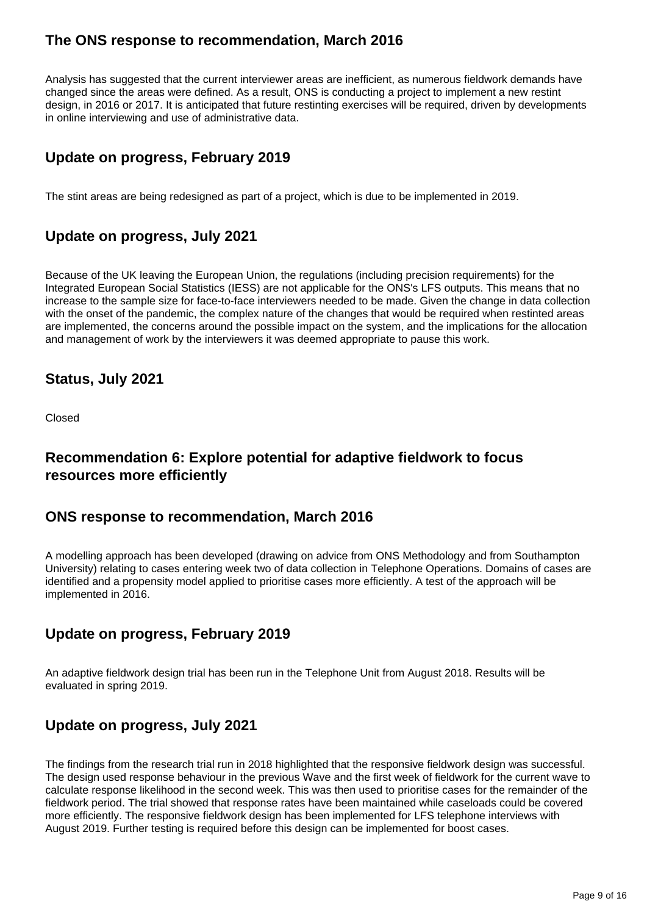### The ONS response to recommendation, March 2016

Analysis has suggested that the current interviewer areas are inefficient, as numerous fieldwork demands have changed since the areas were defined. As a result, ONS is conducting a project to implement a new restint design, in 2016 or 2017. It is anticipated that future restinting exercises will be required, driven by developments in online interviewing and use of administrative data.

### Update on progress, February 2019

The stint areas are being redesigned as part of a project, which is due to be implemented in 2019.

### Update on progress, July 2021

Because of the UK leaving the European Union, the regulations (including precision requirements) for the Integrated European Social Statistics (IESS) are not applicable for the ONS's LFS outputs. This means that no increase to the sample size for face-to-face interviewers needed to be made. Given the change in data collection with the onset of the pandemic, the complex nature of the changes that would be required when restinted areas are implemented, the concerns around the possible impact on the system, and the implications for the allocation and management of work by the interviewers it was deemed appropriate to pause this work.

### Status, July 2021

Closed

## Recommendation 6: Explore potential for adaptive fieldwork to focus resources more efficiently

### ONS response to recommendation, March 2016

A modelling approach has been developed (drawing on advice from ONS Methodology and from Southampton University) relating to cases entering week two of data collection in Telephone Operations. Domains of cases are identified and a propensity model applied to prioritise cases more efficiently. A test of the approach will be implemented in 2016.

### Update on progress, February 2019

An adaptive fieldwork design trial has been run in the Telephone Unit from August 2018. Results will be evaluated in spring 2019.

### Update on progress, July 2021

The findings from the research trial run in 2018 highlighted that the responsive fieldwork design was successful. The design used response behaviour in the previous Wave and the first week of fieldwork for the current wave to calculate response likelihood in the second week. This was then used to prioritise cases for the remainder of the fieldwork period. The trial showed that response rates have been maintained while caseloads could be covered more efficiently. The responsive fieldwork design has been implemented for LFS telephone interviews with August 2019. Further testing is required before this design can be implemented for boost cases.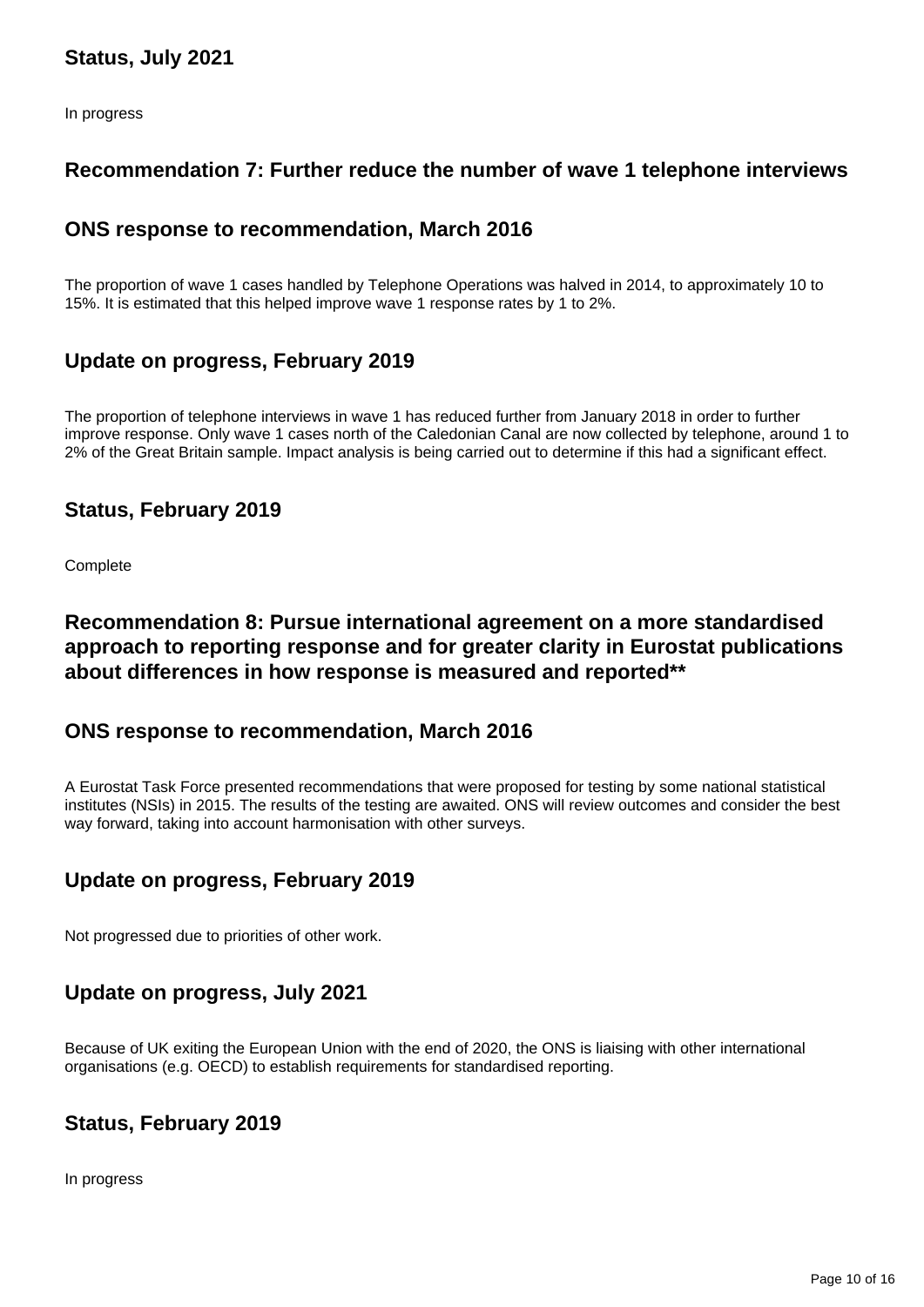### Status, July 2021

In progress

### Recommendation 7: Further reduce the number of wave 1 telephone interviews

### ONS response to recommendation, March 2016

The proportion of wave 1 cases handled by Telephone Operations was halved in 2014, to approximately 10 to 15%. It is estimated that this helped improve wave 1 response rates by 1 to 2%.

### Update on progress, February 2019

The proportion of telephone interviews in wave 1 has reduced further from January 2018 in order to further improve response. Only wave 1 cases north of the Caledonian Canal are now collected by telephone, around 1 to 2% of the Great Britain sample. Impact analysis is being carried out to determine if this had a significant effect.

### Status, February 2019

Complete

### Recommendation 8: Pursue international agreement on a more standardised approach to reporting response and for greater clarity in Eurostat publications about differences in how response is measured and reported**

### ONS response to recommendation, March 2016

A Eurostat Task Force presented recommendations that were proposed for testing by some national statistical institutes (NSIs) in 2015. The results of the testing are awaited. ONS will review outcomes and consider the best way forward, taking into account harmonisation with other surveys.

### Update on progress, February 2019

Not progressed due to priorities of other work.

### Update on progress, July 2021

Because of UK exiting the European Union with the end of 2020, the ONS is liaising with other international organisations (e.g. OECD) to establish requirements for standardised reporting.

### Status, February 2019

In progress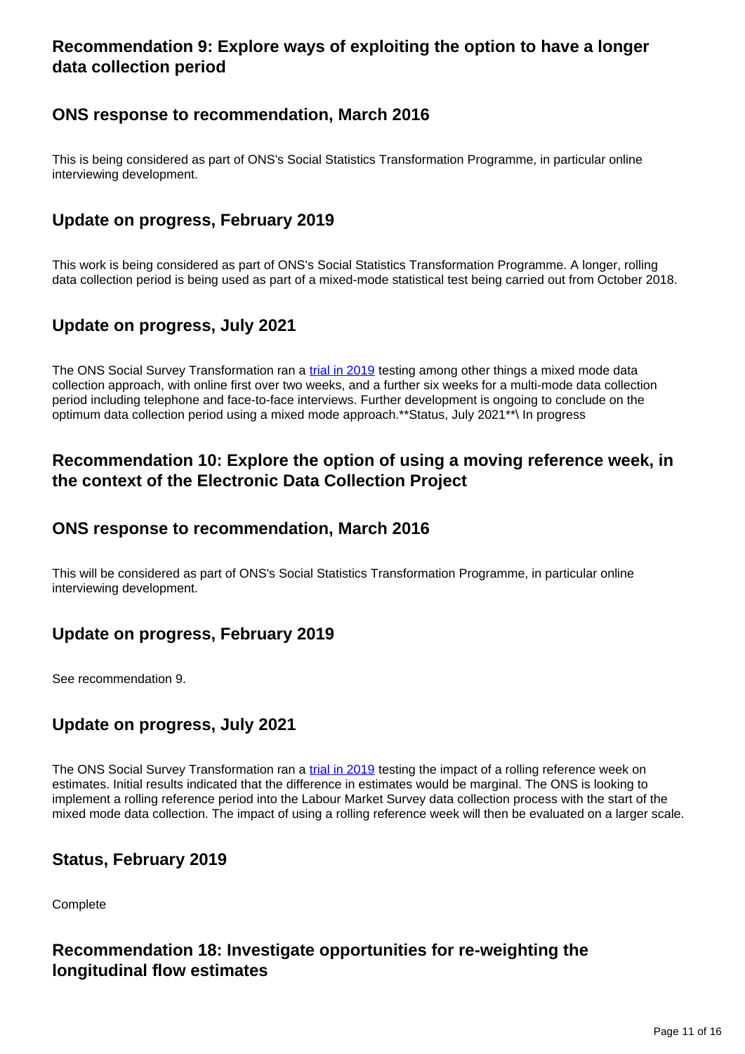### Recommendation 9: Explore ways of exploiting the option to have a longer data collection period

### ONS response to recommendation, March 2016

This is being considered as part of ONS's Social Statistics Transformation Programme, in particular online interviewing development.

### Update on progress, February 2019

This work is being considered as part of ONS's Social Statistics Transformation Programme. A longer, rolling data collection period is being used as part of a mixed-mode statistical test being carried out from October 2018.

### Update on progress, July 2021

The ONS Social Survey Transformation ran a trial in 2019 testing among other things a mixed mode data collection approach, with online first over two weeks, and a further six weeks for a multi-mode data collection period including telephone and face-to-face interviews. Further development is ongoing to conclude on the optimum data collection period using a mixed mode approach.**Status, July 2021**\ In progress

### Recommendation 10: Explore the option of using a moving reference week, in the context of the Electronic Data Collection Project

### ONS response to recommendation, March 2016

This will be considered as part of ONS's Social Statistics Transformation Programme, in particular online interviewing development.

### Update on progress, February 2019

See recommendation 9.

### Update on progress, July 2021

The ONS Social Survey Transformation ran a trial in 2019 testing the impact of a rolling reference week on estimates. Initial results indicated that the difference in estimates would be marginal. The ONS is looking to implement a rolling reference period into the Labour Market Survey data collection process with the start of the mixed mode data collection. The impact of using a rolling reference week will then be evaluated on a larger scale.

### Status, February 2019

Complete

### Recommendation 18: Investigate opportunities for re-weighting the longitudinal flow estimates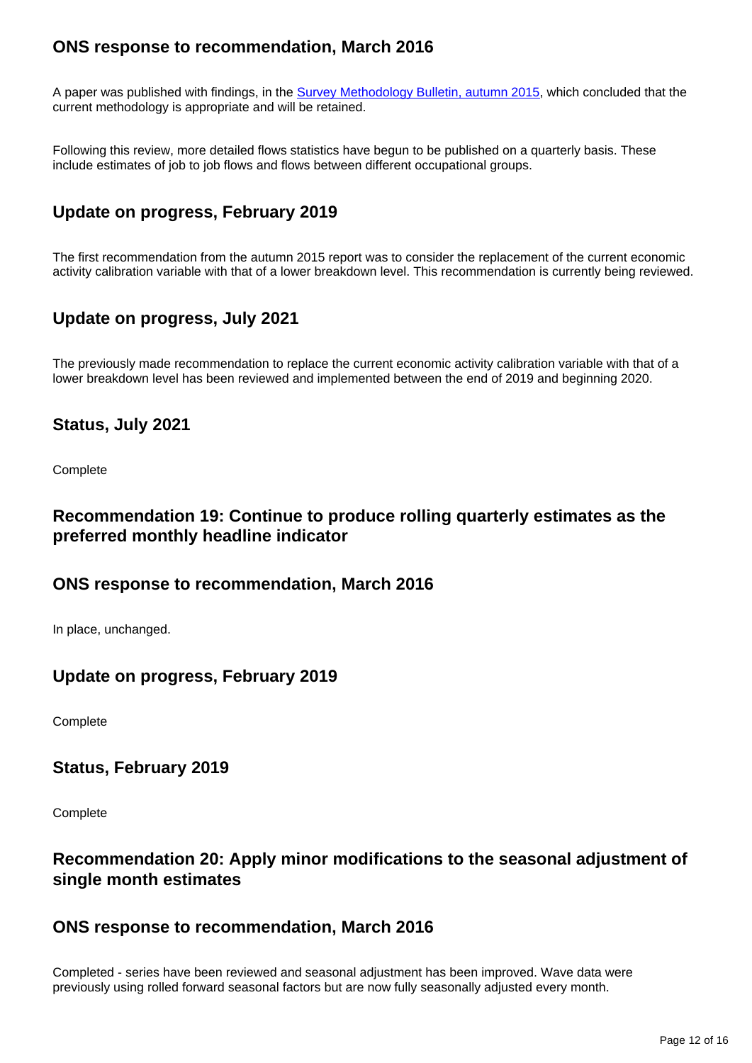### ONS response to recommendation, March 2016

A paper was published with findings, in the [Survey Methodology Bulletin, autumn 2015](), which concluded that the current methodology is appropriate and will be retained.

Following this review, more detailed flows statistics have begun to be published on a quarterly basis. These include estimates of job to job flows and flows between different occupational groups.

### Update on progress, February 2019

The first recommendation from the autumn 2015 report was to consider the replacement of the current economic activity calibration variable with that of a lower breakdown level. This recommendation is currently being reviewed.

### Update on progress, July 2021

The previously made recommendation to replace the current economic activity calibration variable with that of a lower breakdown level has been reviewed and implemented between the end of 2019 and beginning 2020.

### Status, July 2021

Complete

### Recommendation 19: Continue to produce rolling quarterly estimates as the preferred monthly headline indicator

### ONS response to recommendation, March 2016

In place, unchanged.

### Update on progress, February 2019

Complete

### Status, February 2019

Complete

### Recommendation 20: Apply minor modifications to the seasonal adjustment of single month estimates

### ONS response to recommendation, March 2016

Completed - series have been reviewed and seasonal adjustment has been improved. Wave data were previously using rolled forward seasonal factors but are now fully seasonally adjusted every month.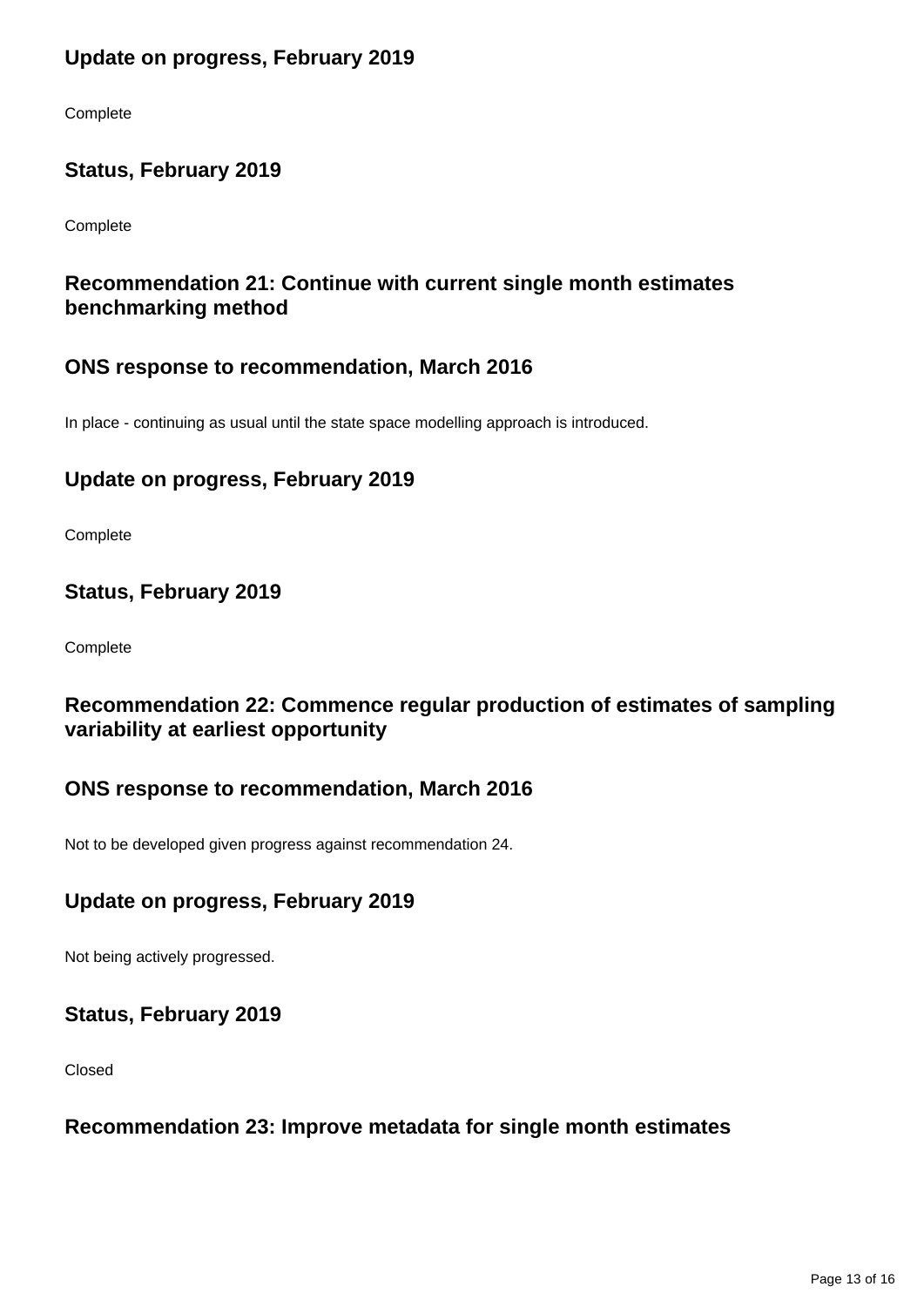### Update on progress, February 2019

Complete

### Status, February 2019

Complete

### Recommendation 21: Continue with current single month estimates benchmarking method

### ONS response to recommendation, March 2016

In place - continuing as usual until the state space modelling approach is introduced.

### Update on progress, February 2019

Complete

### Status, February 2019

Complete

### Recommendation 22: Commence regular production of estimates of sampling variability at earliest opportunity

### ONS response to recommendation, March 2016

Not to be developed given progress against recommendation 24.

### Update on progress, February 2019

Not being actively progressed.

### Status, February 2019

Closed

### Recommendation 23: Improve metadata for single month estimates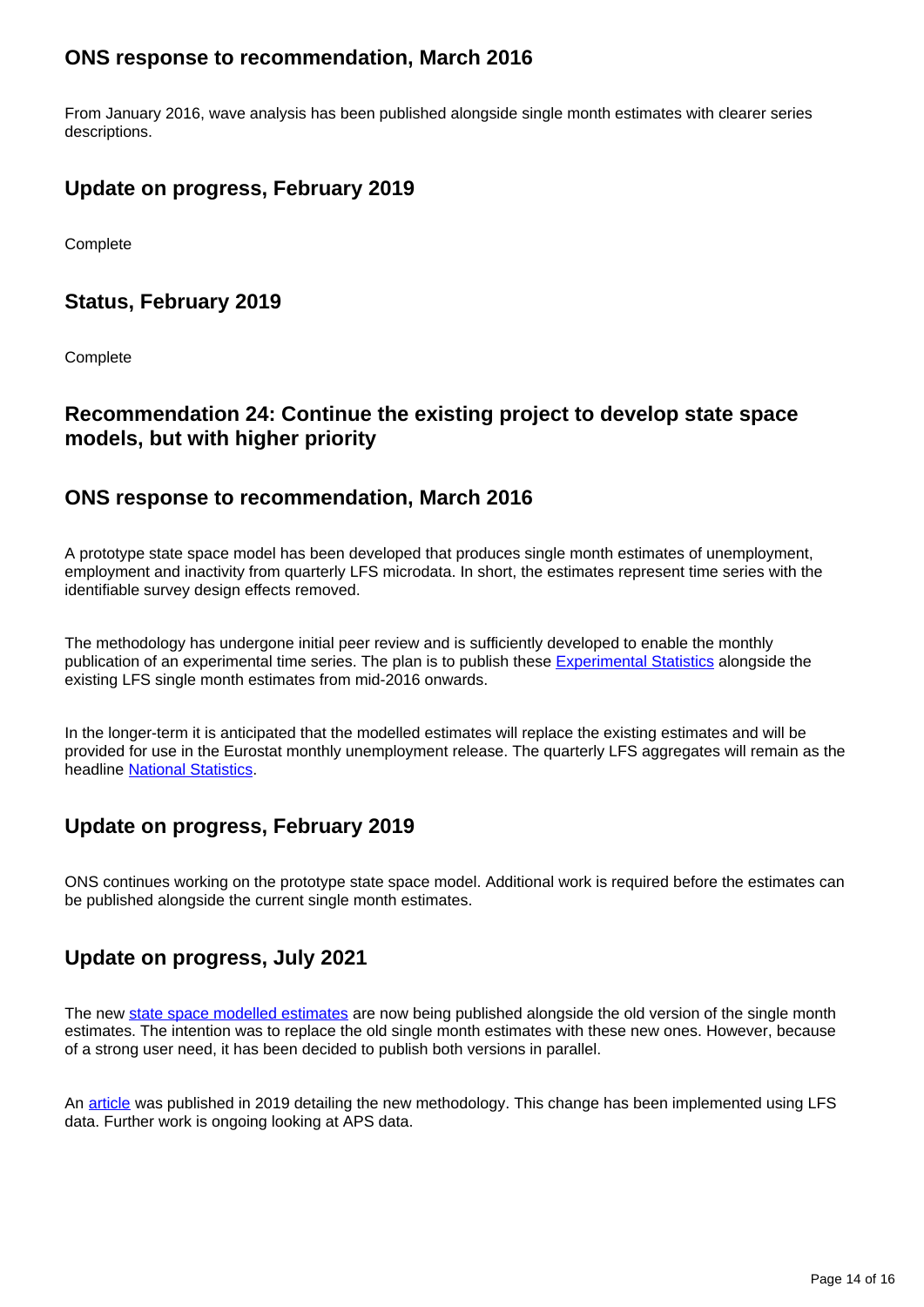### ONS response to recommendation, March 2016

From January 2016, wave analysis has been published alongside single month estimates with clearer series descriptions.

### Update on progress, February 2019

Complete

### Status, February 2019

Complete

### Recommendation 24: Continue the existing project to develop state space models, but with higher priority

### ONS response to recommendation, March 2016

A prototype state space model has been developed that produces single month estimates of unemployment, employment and inactivity from quarterly LFS microdata. In short, the estimates represent time series with the identifiable survey design effects removed.

The methodology has undergone initial peer review and is sufficiently developed to enable the monthly publication of an experimental time series. The plan is to publish these [Experimental Statistics] alongside the existing LFS single month estimates from mid-2016 onwards.

In the longer-term it is anticipated that the modelled estimates will replace the existing estimates and will be provided for use in the Eurostat monthly unemployment release. The quarterly LFS aggregates will remain as the headline [National Statistics].

### Update on progress, February 2019

ONS continues working on the prototype state space model. Additional work is required before the estimates can be published alongside the current single month estimates.

### Update on progress, July 2021

The new [state space modelled estimates] are now being published alongside the old version of the single month estimates. The intention was to replace the old single month estimates with these new ones. However, because of a strong user need, it has been decided to publish both versions in parallel.

An [article] was published in 2019 detailing the new methodology. This change has been implemented using LFS data. Further work is ongoing looking at APS data.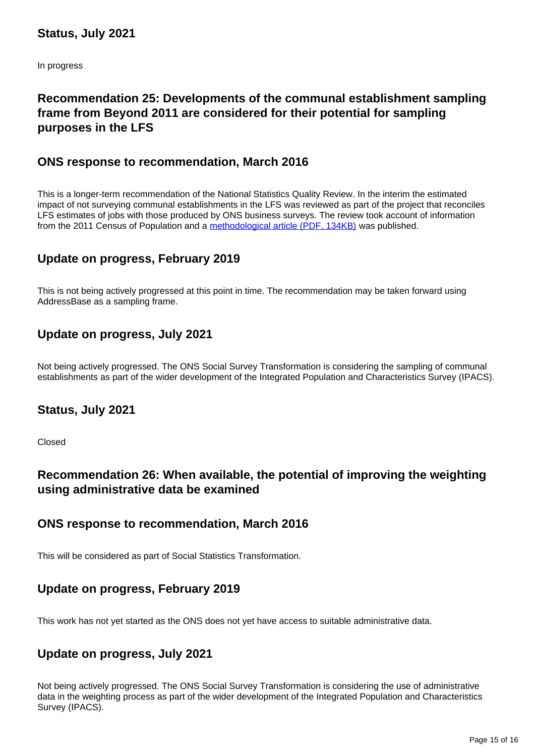### Status, July 2021

In progress

## Recommendation 25: Developments of the communal establishment sampling frame from Beyond 2011 are considered for their potential for sampling purposes in the LFS

### ONS response to recommendation, March 2016

This is a longer-term recommendation of the National Statistics Quality Review. In the interim the estimated impact of not surveying communal establishments in the LFS was reviewed as part of the project that reconciles LFS estimates of jobs with those produced by ONS business surveys. The review took account of information from the 2011 Census of Population and a methodological article (PDF, 134KB) was published.

### Update on progress, February 2019

This is not being actively progressed at this point in time. The recommendation may be taken forward using AddressBase as a sampling frame.

### Update on progress, July 2021

Not being actively progressed. The ONS Social Survey Transformation is considering the sampling of communal establishments as part of the wider development of the Integrated Population and Characteristics Survey (IPACS).

### Status, July 2021

Closed

## Recommendation 26: When available, the potential of improving the weighting using administrative data be examined

### ONS response to recommendation, March 2016

This will be considered as part of Social Statistics Transformation.

### Update on progress, February 2019

This work has not yet started as the ONS does not yet have access to suitable administrative data.

### Update on progress, July 2021

Not being actively progressed. The ONS Social Survey Transformation is considering the use of administrative data in the weighting process as part of the wider development of the Integrated Population and Characteristics Survey (IPACS).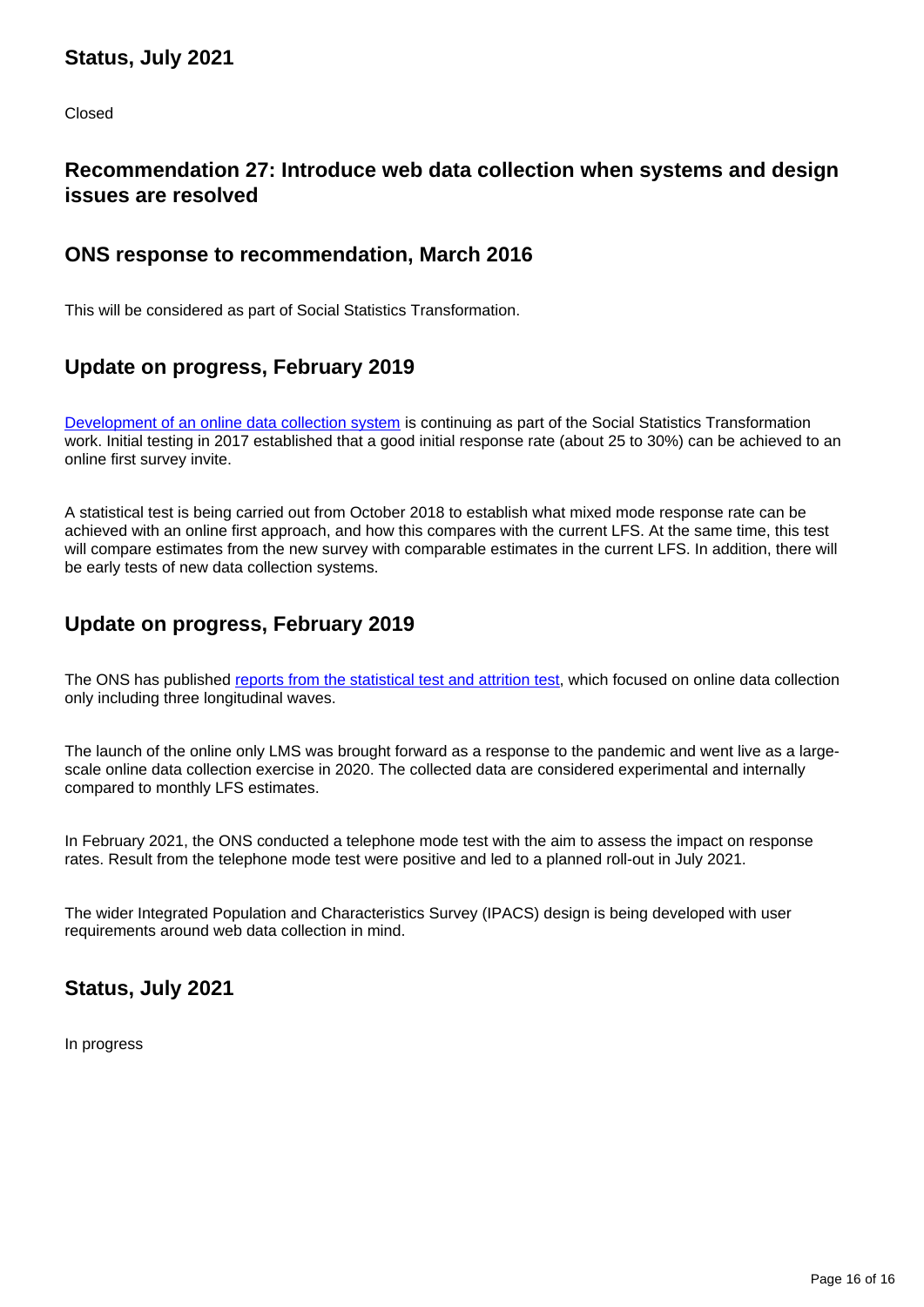### Status, July 2021

Closed

### Recommendation 27: Introduce web data collection when systems and design issues are resolved

### ONS response to recommendation, March 2016

This will be considered as part of Social Statistics Transformation.

### Update on progress, February 2019

[Development of an online data collection system](#) is continuing as part of the Social Statistics Transformation work. Initial testing in 2017 established that a good initial response rate (about 25 to 30%) can be achieved to an online first survey invite.

A statistical test is being carried out from October 2018 to establish what mixed mode response rate can be achieved with an online first approach, and how this compares with the current LFS. At the same time, this test will compare estimates from the new survey with comparable estimates in the current LFS. In addition, there will be early tests of new data collection systems.

### Update on progress, February 2019

The ONS has published [reports from the statistical test and attrition test](#), which focused on online data collection only including three longitudinal waves.

The launch of the online only LMS was brought forward as a response to the pandemic and went live as a large-scale online data collection exercise in 2020. The collected data are considered experimental and internally compared to monthly LFS estimates.

In February 2021, the ONS conducted a telephone mode test with the aim to assess the impact on response rates. Result from the telephone mode test were positive and led to a planned roll-out in July 2021.

The wider Integrated Population and Characteristics Survey (IPACS) design is being developed with user requirements around web data collection in mind.

### Status, July 2021

In progress